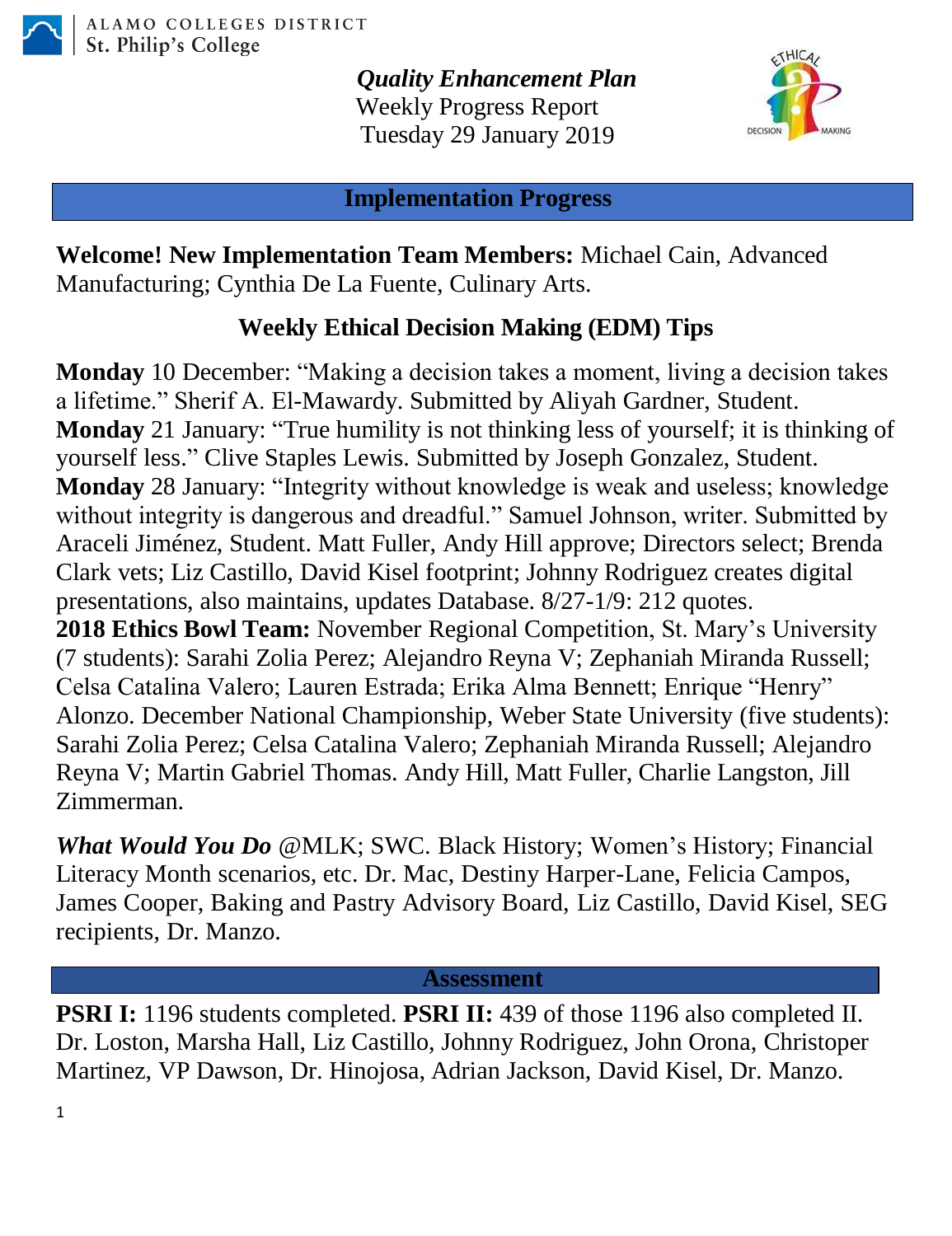ALAMO COLLEGES DISTRICT
St. Philip's College

***Quality Enhancement Plan***
Weekly Progress Report
Tuesday 29 January 2019

## Implementation Progress

**Welcome! New Implementation Team Members:** Michael Cain, Advanced Manufacturing; Cynthia De La Fuente, Culinary Arts.

### Weekly Ethical Decision Making (EDM) Tips

**Monday** 10 December: "Making a decision takes a moment, living a decision takes a lifetime." Sherif A. El-Mawardy. Submitted by Aliyah Gardner, Student.
**Monday** 21 January: "True humility is not thinking less of yourself; it is thinking of yourself less." Clive Staples Lewis. Submitted by Joseph Gonzalez, Student.
**Monday** 28 January: "Integrity without knowledge is weak and useless; knowledge without integrity is dangerous and dreadful." Samuel Johnson, writer. Submitted by Araceli Jiménez, Student. Matt Fuller, Andy Hill approve; Directors select; Brenda Clark vets; Liz Castillo, David Kisel footprint; Johnny Rodriguez creates digital presentations, also maintains, updates Database. 8/27-1/9: 212 quotes.
**2018 Ethics Bowl Team:** November Regional Competition, St. Mary's University (7 students): Sarahi Zolia Perez; Alejandro Reyna V; Zephaniah Miranda Russell; Celsa Catalina Valero; Lauren Estrada; Erika Alma Bennett; Enrique "Henry" Alonzo. December National Championship, Weber State University (five students): Sarahi Zolia Perez; Celsa Catalina Valero; Zephaniah Miranda Russell; Alejandro Reyna V; Martin Gabriel Thomas. Andy Hill, Matt Fuller, Charlie Langston, Jill Zimmerman.

***What Would You Do*** @MLK; SWC. Black History; Women's History; Financial Literacy Month scenarios, etc. Dr. Mac, Destiny Harper-Lane, Felicia Campos, James Cooper, Baking and Pastry Advisory Board, Liz Castillo, David Kisel, SEG recipients, Dr. Manzo.

## Assessment

**PSRI I:** 1196 students completed. **PSRI II:** 439 of those 1196 also completed II. Dr. Loston, Marsha Hall, Liz Castillo, Johnny Rodriguez, John Orona, Christoper Martinez, VP Dawson, Dr. Hinojosa, Adrian Jackson, David Kisel, Dr. Manzo.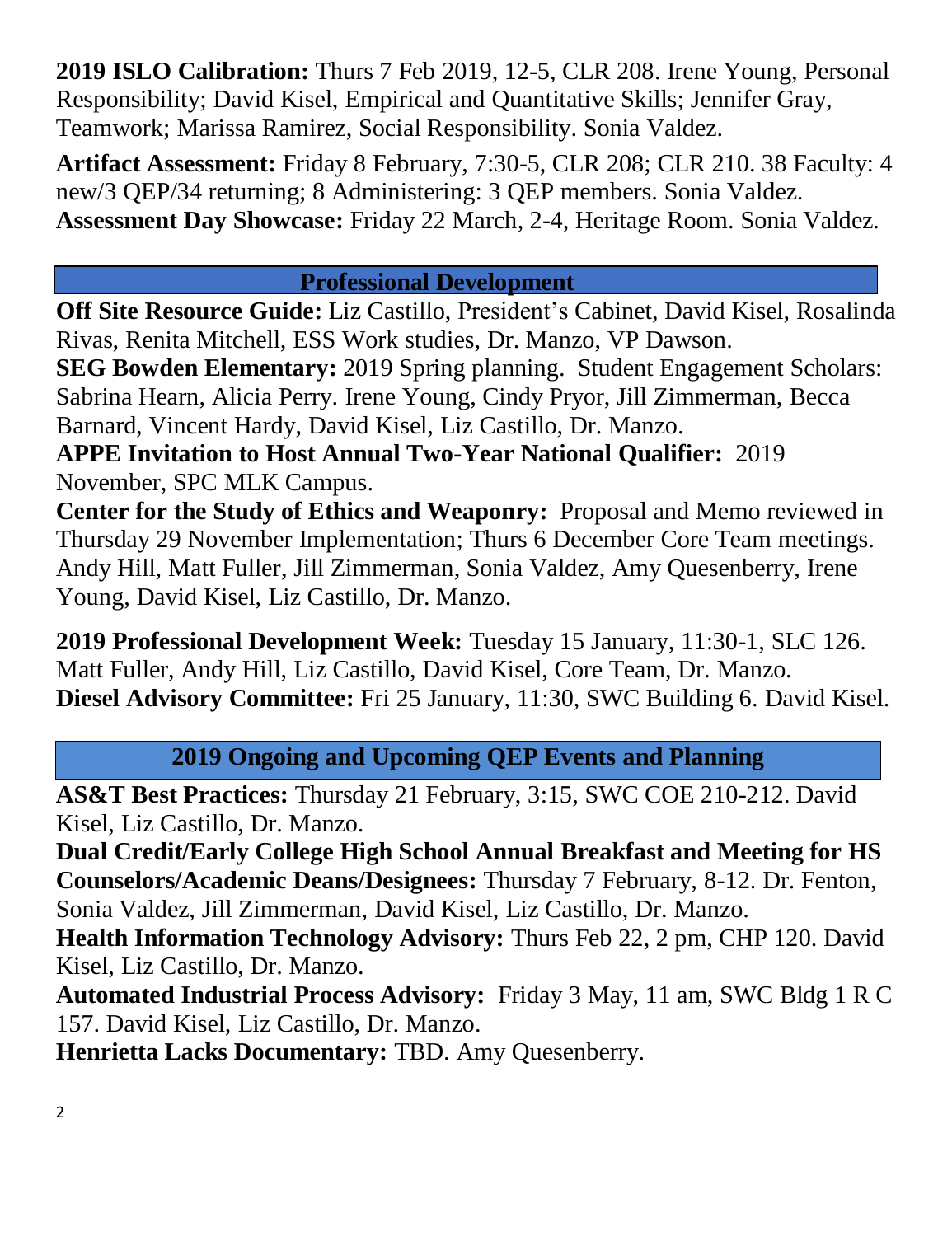**2019 ISLO Calibration:** Thurs 7 Feb 2019, 12-5, CLR 208. Irene Young, Personal Responsibility; David Kisel, Empirical and Quantitative Skills; Jennifer Gray, Teamwork; Marissa Ramirez, Social Responsibility. Sonia Valdez.

**Artifact Assessment:** Friday 8 February, 7:30-5, CLR 208; CLR 210. 38 Faculty: 4 new/3 QEP/34 returning; 8 Administering: 3 QEP members. Sonia Valdez.
**Assessment Day Showcase:** Friday 22 March, 2-4, Heritage Room. Sonia Valdez.

## Professional Development

**Off Site Resource Guide:** Liz Castillo, President's Cabinet, David Kisel, Rosalinda Rivas, Renita Mitchell, ESS Work studies, Dr. Manzo, VP Dawson.
**SEG Bowden Elementary:** 2019 Spring planning. Student Engagement Scholars: Sabrina Hearn, Alicia Perry. Irene Young, Cindy Pryor, Jill Zimmerman, Becca Barnard, Vincent Hardy, David Kisel, Liz Castillo, Dr. Manzo.
**APPE Invitation to Host Annual Two-Year National Qualifier:** 2019 November, SPC MLK Campus.
**Center for the Study of Ethics and Weaponry:** Proposal and Memo reviewed in Thursday 29 November Implementation; Thurs 6 December Core Team meetings. Andy Hill, Matt Fuller, Jill Zimmerman, Sonia Valdez, Amy Quesenberry, Irene Young, David Kisel, Liz Castillo, Dr. Manzo.

**2019 Professional Development Week:** Tuesday 15 January, 11:30-1, SLC 126. Matt Fuller, Andy Hill, Liz Castillo, David Kisel, Core Team, Dr. Manzo.
**Diesel Advisory Committee:** Fri 25 January, 11:30, SWC Building 6. David Kisel.

## 2019 Ongoing and Upcoming QEP Events and Planning

**AS&T Best Practices:** Thursday 21 February, 3:15, SWC COE 210-212. David Kisel, Liz Castillo, Dr. Manzo.
**Dual Credit/Early College High School Annual Breakfast and Meeting for HS Counselors/Academic Deans/Designees:** Thursday 7 February, 8-12. Dr. Fenton, Sonia Valdez, Jill Zimmerman, David Kisel, Liz Castillo, Dr. Manzo.
**Health Information Technology Advisory:** Thurs Feb 22, 2 pm, CHP 120. David Kisel, Liz Castillo, Dr. Manzo.
**Automated Industrial Process Advisory:** Friday 3 May, 11 am, SWC Bldg 1 R C 157. David Kisel, Liz Castillo, Dr. Manzo.
**Henrietta Lacks Documentary:** TBD. Amy Quesenberry.